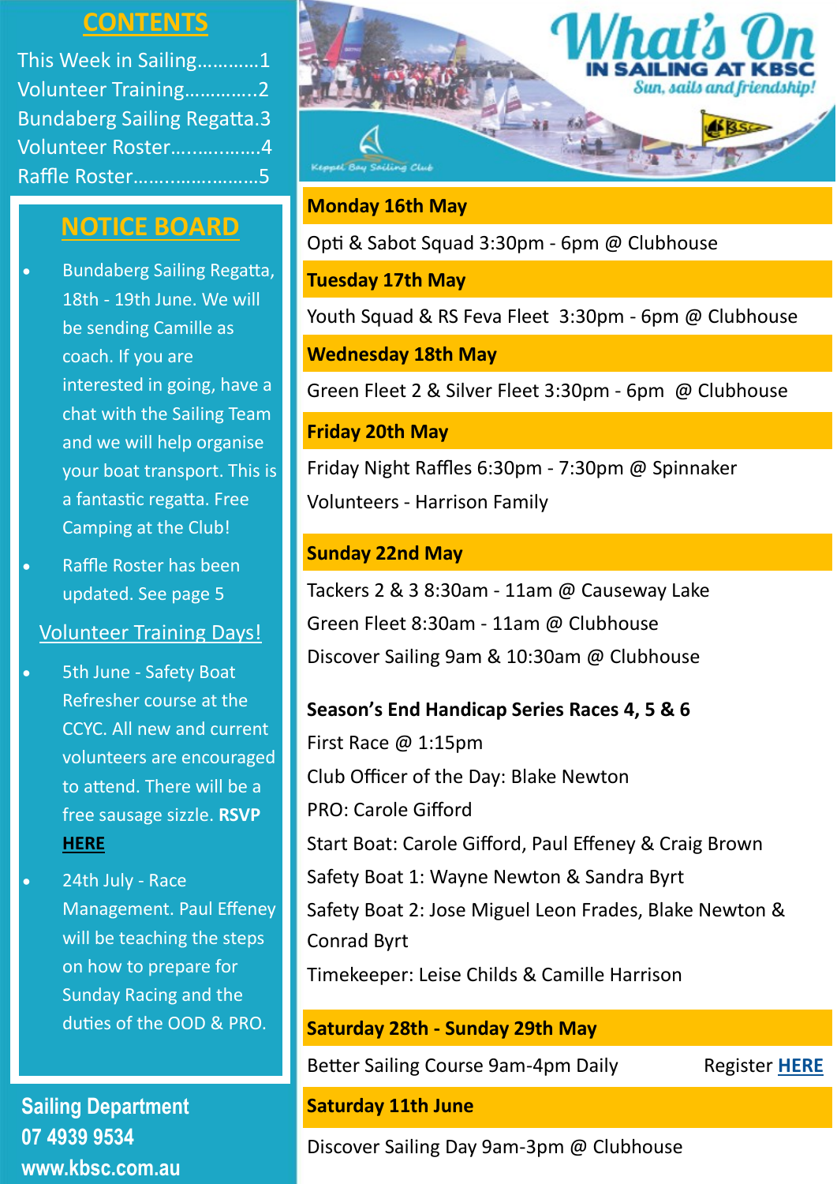## CONTENTS

This Week in Sailing............1
Volunteer Training..............2
Bundaberg Sailing Regatta.3
Volunteer Roster.................4
Raffle Roster.........................5

## NOTICE BOARD

- Bundaberg Sailing Regatta, 18th - 19th June. We will be sending Camille as coach. If you are interested in going, have a chat with the Sailing Team and we will help organise your boat transport. This is a fantastic regatta. Free Camping at the Club!
- Raffle Roster has been updated. See page 5

Volunteer Training Days!

- 5th June - Safety Boat Refresher course at the CCYC. All new and current volunteers are encouraged to attend. There will be a free sausage sizzle. **RSVP HERE**
- 24th July - Race Management. Paul Effeney will be teaching the steps on how to prepare for Sunday Racing and the duties of the OOD & PRO.

**Sailing Department**
**07 4939 9534**
**www.kbsc.com.au**

# What's On IN SAILING AT KBSC

*Sun, sails and friendship!*

Keppel Bay Sailing Club

**Monday 16th May**

Opti & Sabot Squad 3:30pm - 6pm @ Clubhouse

**Tuesday 17th May**

Youth Squad & RS Feva Fleet 3:30pm - 6pm @ Clubhouse

**Wednesday 18th May**

Green Fleet 2 & Silver Fleet 3:30pm - 6pm @ Clubhouse

**Friday 20th May**

Friday Night Raffles 6:30pm - 7:30pm @ Spinnaker
Volunteers - Harrison Family

**Sunday 22nd May**

Tackers 2 & 3 8:30am - 11am @ Causeway Lake
Green Fleet 8:30am - 11am @ Clubhouse
Discover Sailing 9am & 10:30am @ Clubhouse

**Season's End Handicap Series Races 4, 5 & 6**
First Race @ 1:15pm
Club Officer of the Day: Blake Newton
PRO: Carole Gifford
Start Boat: Carole Gifford, Paul Effeney & Craig Brown
Safety Boat 1: Wayne Newton & Sandra Byrt
Safety Boat 2: Jose Miguel Leon Frades, Blake Newton & Conrad Byrt
Timekeeper: Leise Childs & Camille Harrison

**Saturday 28th - Sunday 29th May**

Better Sailing Course 9am-4pm Daily — Register **HERE**

**Saturday 11th June**

Discover Sailing Day 9am-3pm @ Clubhouse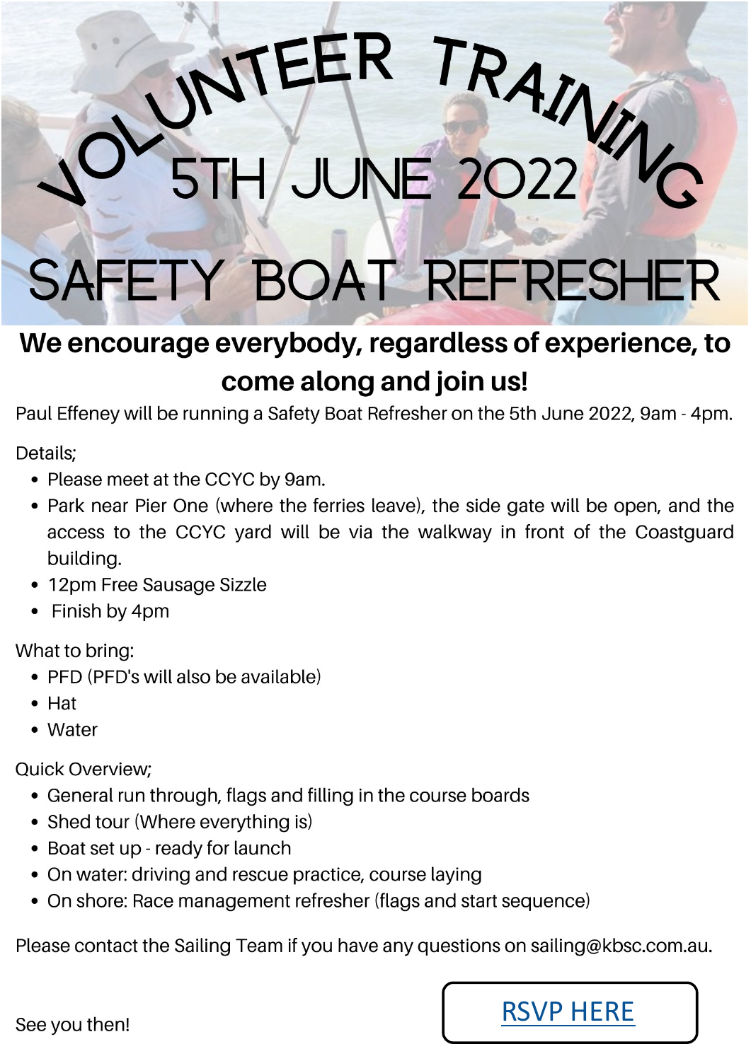# VOLUNTEER TRAINING

## 5TH JUNE 2022

# SAFETY BOAT REFRESHER

**We encourage everybody, regardless of experience, to come along and join us!**

Paul Effeney will be running a Safety Boat Refresher on the 5th June 2022, 9am - 4pm.

Details;

- Please meet at the CCYC by 9am.
- Park near Pier One (where the ferries leave), the side gate will be open, and the access to the CCYC yard will be via the walkway in front of the Coastguard building.
- 12pm Free Sausage Sizzle
- Finish by 4pm

What to bring:

- PFD (PFD's will also be available)
- Hat
- Water

Quick Overview;

- General run through, flags and filling in the course boards
- Shed tour (Where everything is)
- Boat set up - ready for launch
- On water: driving and rescue practice, course laying
- On shore: Race management refresher (flags and start sequence)

Please contact the Sailing Team if you have any questions on sailing@kbsc.com.au.

See you then!

RSVP HERE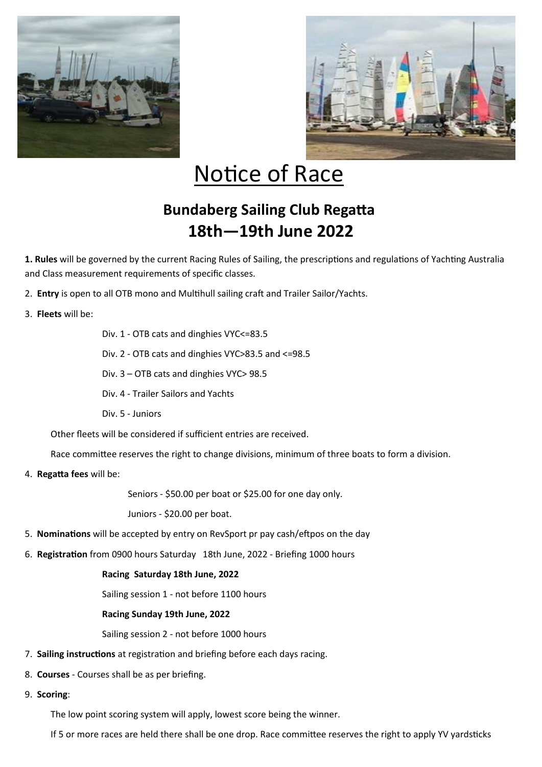# Notice of Race

## Bundaberg Sailing Club Regatta
## 18th—19th June 2022

**1. Rules** will be governed by the current Racing Rules of Sailing, the prescriptions and regulations of Yachting Australia and Class measurement requirements of specific classes.

2. **Entry** is open to all OTB mono and Multihull sailing craft and Trailer Sailor/Yachts.

3. **Fleets** will be:

   Div. 1 - OTB cats and dinghies VYC<=83.5

   Div. 2 - OTB cats and dinghies VYC>83.5 and <=98.5

   Div. 3 – OTB cats and dinghies VYC> 98.5

   Div. 4 - Trailer Sailors and Yachts

   Div. 5 - Juniors

   Other fleets will be considered if sufficient entries are received.

   Race committee reserves the right to change divisions, minimum of three boats to form a division.

4. **Regatta fees** will be:

   Seniors - $50.00 per boat or $25.00 for one day only.

   Juniors - $20.00 per boat.

5. **Nominations** will be accepted by entry on RevSport pr pay cash/eftpos on the day

6. **Registration** from 0900 hours Saturday 18th June, 2022 - Briefing 1000 hours

   **Racing Saturday 18th June, 2022**

   Sailing session 1 - not before 1100 hours

   **Racing Sunday 19th June, 2022**

   Sailing session 2 - not before 1000 hours

7. **Sailing instructions** at registration and briefing before each days racing.

8. **Courses** - Courses shall be as per briefing.

9. **Scoring**:

   The low point scoring system will apply, lowest score being the winner.

   If 5 or more races are held there shall be one drop. Race committee reserves the right to apply YV yardsticks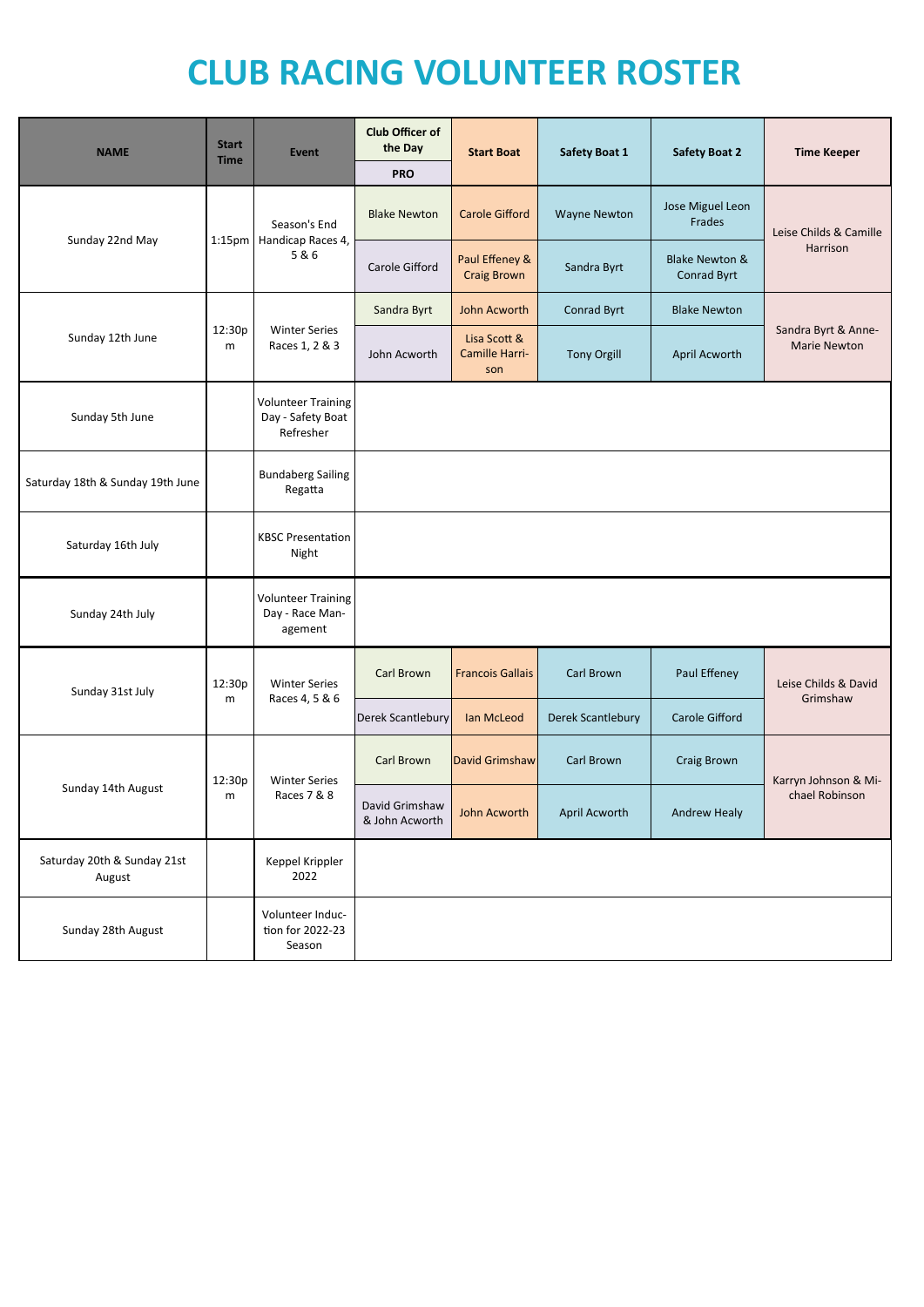# CLUB RACING VOLUNTEER ROSTER

| NAME | Start Time | Event | Club Officer of the Day | Start Boat | Safety Boat 1 | Safety Boat 2 | Time Keeper |
|---|---|---|---|---|---|---|---|
| | | | PRO | | | | |
| Sunday 22nd May | 1:15pm | Season's End Handicap Races 4, 5 & 6 | Blake Newton | Carole Gifford | Wayne Newton | Jose Miguel Leon Frades | Leise Childs & Camille Harrison |
| | | | Carole Gifford | Paul Effeney & Craig Brown | Sandra Byrt | Blake Newton & Conrad Byrt | |
| Sunday 12th June | 12:30pm | Winter Series Races 1, 2 & 3 | Sandra Byrt | John Acworth | Conrad Byrt | Blake Newton | Sandra Byrt & Anne-Marie Newton |
| | | | John Acworth | Lisa Scott & Camille Harrison | Tony Orgill | April Acworth | |
| Sunday 5th June | | Volunteer Training Day - Safety Boat Refresher | | | | | |
| Saturday 18th & Sunday 19th June | | Bundaberg Sailing Regatta | | | | | |
| Saturday 16th July | | KBSC Presentation Night | | | | | |
| Sunday 24th July | | Volunteer Training Day - Race Management | | | | | |
| Sunday 31st July | 12:30pm | Winter Series Races 4, 5 & 6 | Carl Brown | Francois Gallais | Carl Brown | Paul Effeney | Leise Childs & David Grimshaw |
| | | | Derek Scantlebury | Ian McLeod | Derek Scantlebury | Carole Gifford | |
| Sunday 14th August | 12:30pm | Winter Series Races 7 & 8 | Carl Brown | David Grimshaw | Carl Brown | Craig Brown | Karryn Johnson & Michael Robinson |
| | | | David Grimshaw & John Acworth | John Acworth | April Acworth | Andrew Healy | |
| Saturday 20th & Sunday 21st August | | Keppel Krippler 2022 | | | | | |
| Sunday 28th August | | Volunteer Induction for 2022-23 Season | | | | | |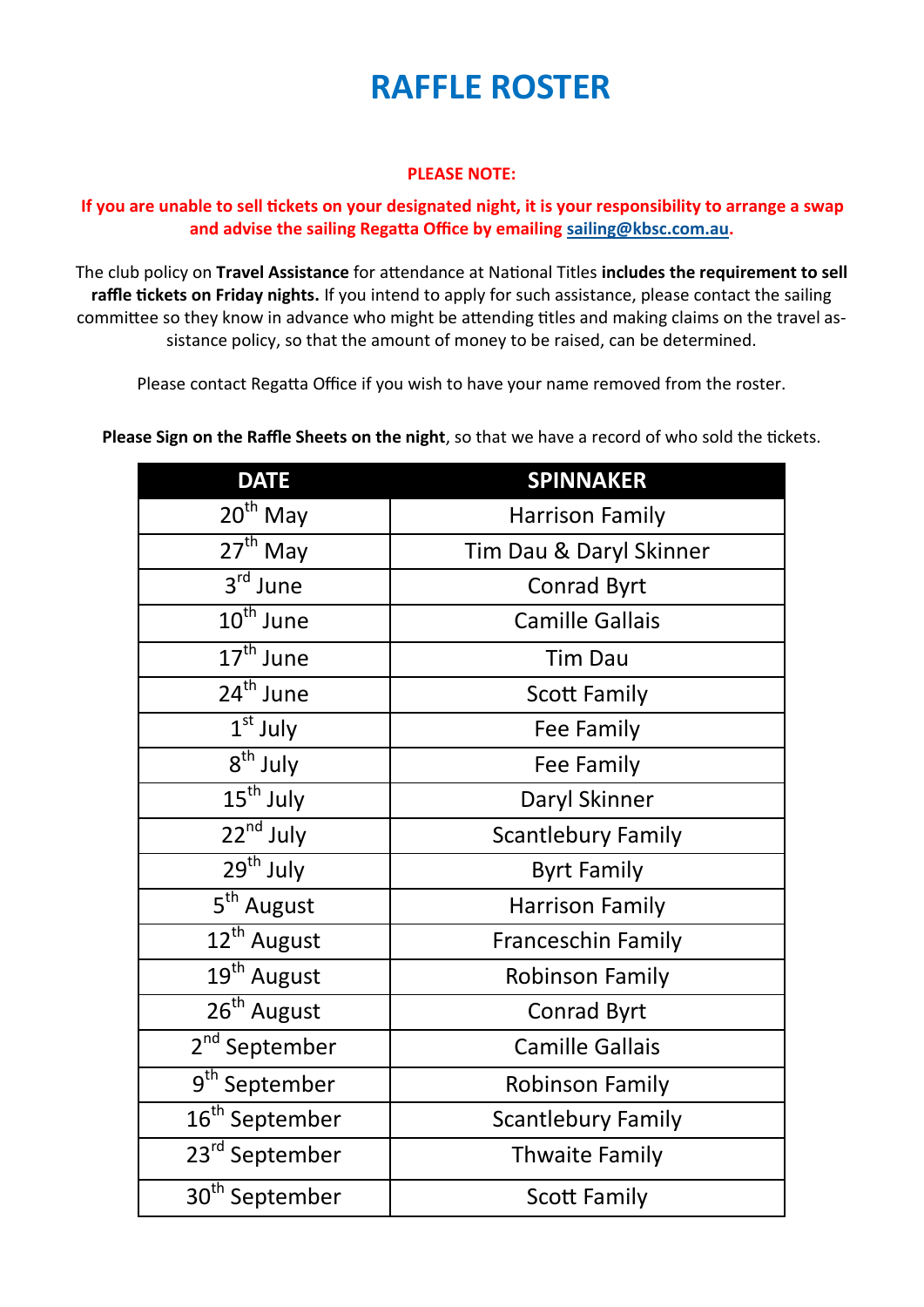# RAFFLE ROSTER

**PLEASE NOTE:**

**If you are unable to sell tickets on your designated night, it is your responsibility to arrange a swap and advise the sailing Regatta Office by emailing sailing@kbsc.com.au.**

The club policy on **Travel Assistance** for attendance at National Titles **includes the requirement to sell raffle tickets on Friday nights.** If you intend to apply for such assistance, please contact the sailing committee so they know in advance who might be attending titles and making claims on the travel assistance policy, so that the amount of money to be raised, can be determined.

Please contact Regatta Office if you wish to have your name removed from the roster.

**Please Sign on the Raffle Sheets on the night**, so that we have a record of who sold the tickets.

| DATE | SPINNAKER |
|---|---|
| 20th May | Harrison Family |
| 27th May | Tim Dau & Daryl Skinner |
| 3rd June | Conrad Byrt |
| 10th June | Camille Gallais |
| 17th June | Tim Dau |
| 24th June | Scott Family |
| 1st July | Fee Family |
| 8th July | Fee Family |
| 15th July | Daryl Skinner |
| 22nd July | Scantlebury Family |
| 29th July | Byrt Family |
| 5th August | Harrison Family |
| 12th August | Franceschin Family |
| 19th August | Robinson Family |
| 26th August | Conrad Byrt |
| 2nd September | Camille Gallais |
| 9th September | Robinson Family |
| 16th September | Scantlebury Family |
| 23rd September | Thwaite Family |
| 30th September | Scott Family |